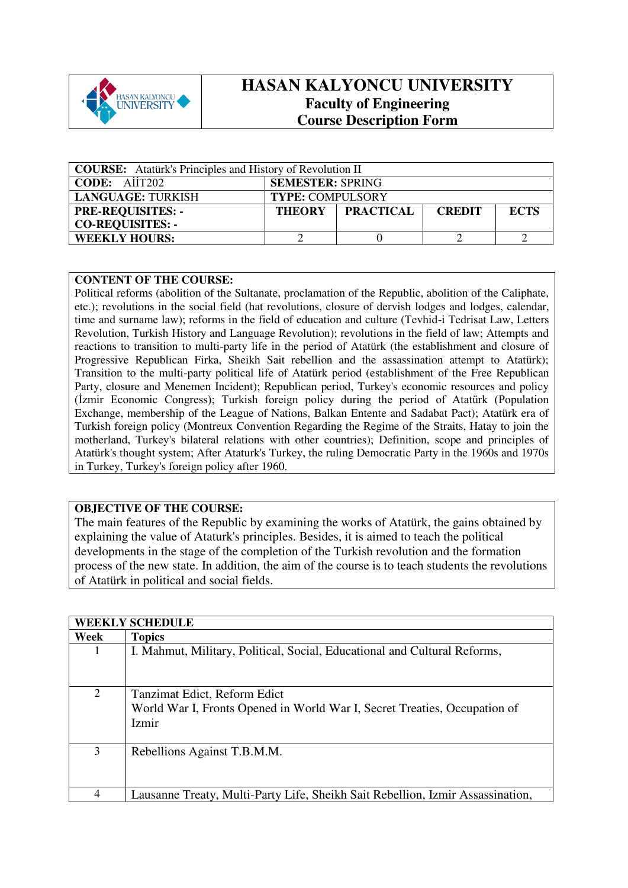# HASAN KALYONCU UNIVERSITY

## Faculty of Engineering

## Course Description Form

| **COURSE:** Atatürk's Principles and History of Revolution II | | | | |
|---|---|---|---|---|
| **CODE:** AİİT202 | **SEMESTER:** SPRING | | | |
| **LANGUAGE:** TURKISH | **TYPE:** COMPULSORY | | | |
| **PRE-REQUISITES: -**<br>**CO-REQUISITES: -** | **THEORY** | **PRACTICAL** | **CREDIT** | **ECTS** |
| **WEEKLY HOURS:** | 2 | 0 | 2 | 2 |

**CONTENT OF THE COURSE:**

Political reforms (abolition of the Sultanate, proclamation of the Republic, abolition of the Caliphate, etc.); revolutions in the social field (hat revolutions, closure of dervish lodges and lodges, calendar, time and surname law); reforms in the field of education and culture (Tevhid-i Tedrisat Law, Letters Revolution, Turkish History and Language Revolution); revolutions in the field of law; Attempts and reactions to transition to multi-party life in the period of Atatürk (the establishment and closure of Progressive Republican Firka, Sheikh Sait rebellion and the assassination attempt to Atatürk); Transition to the multi-party political life of Atatürk period (establishment of the Free Republican Party, closure and Menemen Incident); Republican period, Turkey's economic resources and policy (İzmir Economic Congress); Turkish foreign policy during the period of Atatürk (Population Exchange, membership of the League of Nations, Balkan Entente and Sadabat Pact); Atatürk era of Turkish foreign policy (Montreux Convention Regarding the Regime of the Straits, Hatay to join the motherland, Turkey's bilateral relations with other countries); Definition, scope and principles of Atatürk's thought system; After Ataturk's Turkey, the ruling Democratic Party in the 1960s and 1970s in Turkey, Turkey's foreign policy after 1960.

**OBJECTIVE OF THE COURSE:**

The main features of the Republic by examining the works of Atatürk, the gains obtained by explaining the value of Ataturk's principles. Besides, it is aimed to teach the political developments in the stage of the completion of the Turkish revolution and the formation process of the new state. In addition, the aim of the course is to teach students the revolutions of Atatürk in political and social fields.

| **WEEKLY SCHEDULE** | |
|---|---|
| **Week** | **Topics** |
| 1 | I. Mahmut, Military, Political, Social, Educational and Cultural Reforms, |
| 2 | Tanzimat Edict, Reform Edict<br>World War I, Fronts Opened in World War I, Secret Treaties, Occupation of Izmir |
| 3 | Rebellions Against T.B.M.M. |
| 4 | Lausanne Treaty, Multi-Party Life, Sheikh Sait Rebellion, Izmir Assassination, |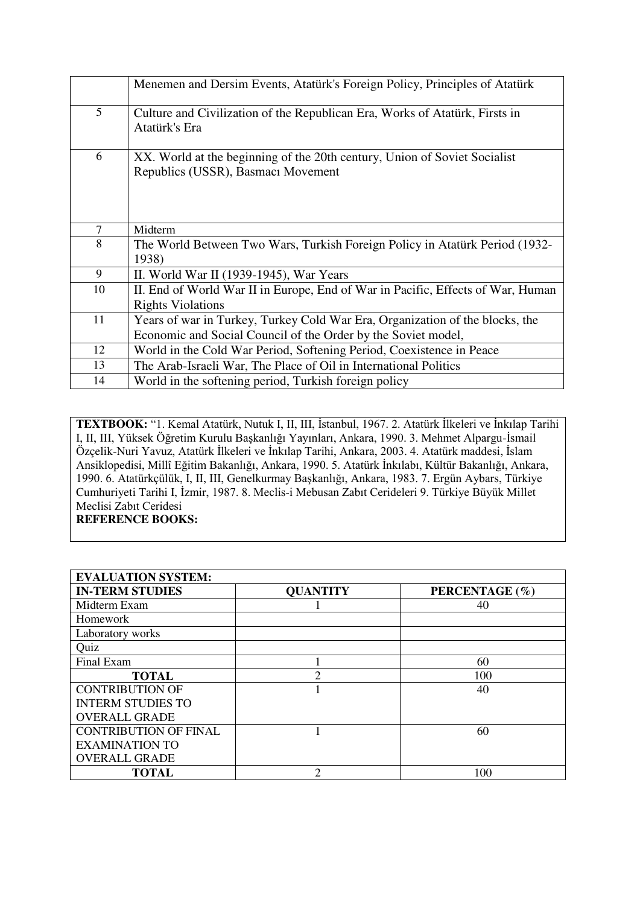| | |
|---|---|
| | Menemen and Dersim Events, Atatürk's Foreign Policy, Principles of Atatürk |
| 5 | Culture and Civilization of the Republican Era, Works of Atatürk, Firsts in Atatürk's Era |
| 6 | XX. World at the beginning of the 20th century, Union of Soviet Socialist Republics (USSR), Basmacı Movement |
| 7 | Midterm |
| 8 | The World Between Two Wars, Turkish Foreign Policy in Atatürk Period (1932-1938) |
| 9 | II. World War II (1939-1945), War Years |
| 10 | II. End of World War II in Europe, End of War in Pacific, Effects of War, Human Rights Violations |
| 11 | Years of war in Turkey, Turkey Cold War Era, Organization of the blocks, the Economic and Social Council of the Order by the Soviet model, |
| 12 | World in the Cold War Period, Softening Period, Coexistence in Peace |
| 13 | The Arab-Israeli War, The Place of Oil in International Politics |
| 14 | World in the softening period, Turkish foreign policy |

**TEXTBOOK:** "1. Kemal Atatürk, Nutuk I, II, III, İstanbul, 1967. 2. Atatürk İlkeleri ve İnkılap Tarihi I, II, III, Yüksek Öğretim Kurulu Başkanlığı Yayınları, Ankara, 1990. 3. Mehmet Alpargu-İsmail Özçelik-Nuri Yavuz, Atatürk İlkeleri ve İnkılap Tarihi, Ankara, 2003. 4. Atatürk maddesi, İslam Ansiklopedisi, Millî Eğitim Bakanlığı, Ankara, 1990. 5. Atatürk İnkılabı, Kültür Bakanlığı, Ankara, 1990. 6. Atatürkçülük, I, II, III, Genelkurmay Başkanlığı, Ankara, 1983. 7. Ergün Aybars, Türkiye Cumhuriyeti Tarihi I, İzmir, 1987. 8. Meclis-i Mebusan Zabıt Cerideleri 9. Türkiye Büyük Millet Meclisi Zabıt Ceridesi

**REFERENCE BOOKS:**

| **EVALUATION SYSTEM:** | | |
|---|---|---|
| **IN-TERM STUDIES** | **QUANTITY** | **PERCENTAGE (%)** |
| Midterm Exam | 1 | 40 |
| Homework | | |
| Laboratory works | | |
| Quiz | | |
| Final Exam | 1 | 60 |
| **TOTAL** | 2 | 100 |
| CONTRIBUTION OF INTERM STUDIES TO OVERALL GRADE | 1 | 40 |
| CONTRIBUTION OF FINAL EXAMINATION TO OVERALL GRADE | 1 | 60 |
| **TOTAL** | 2 | 100 |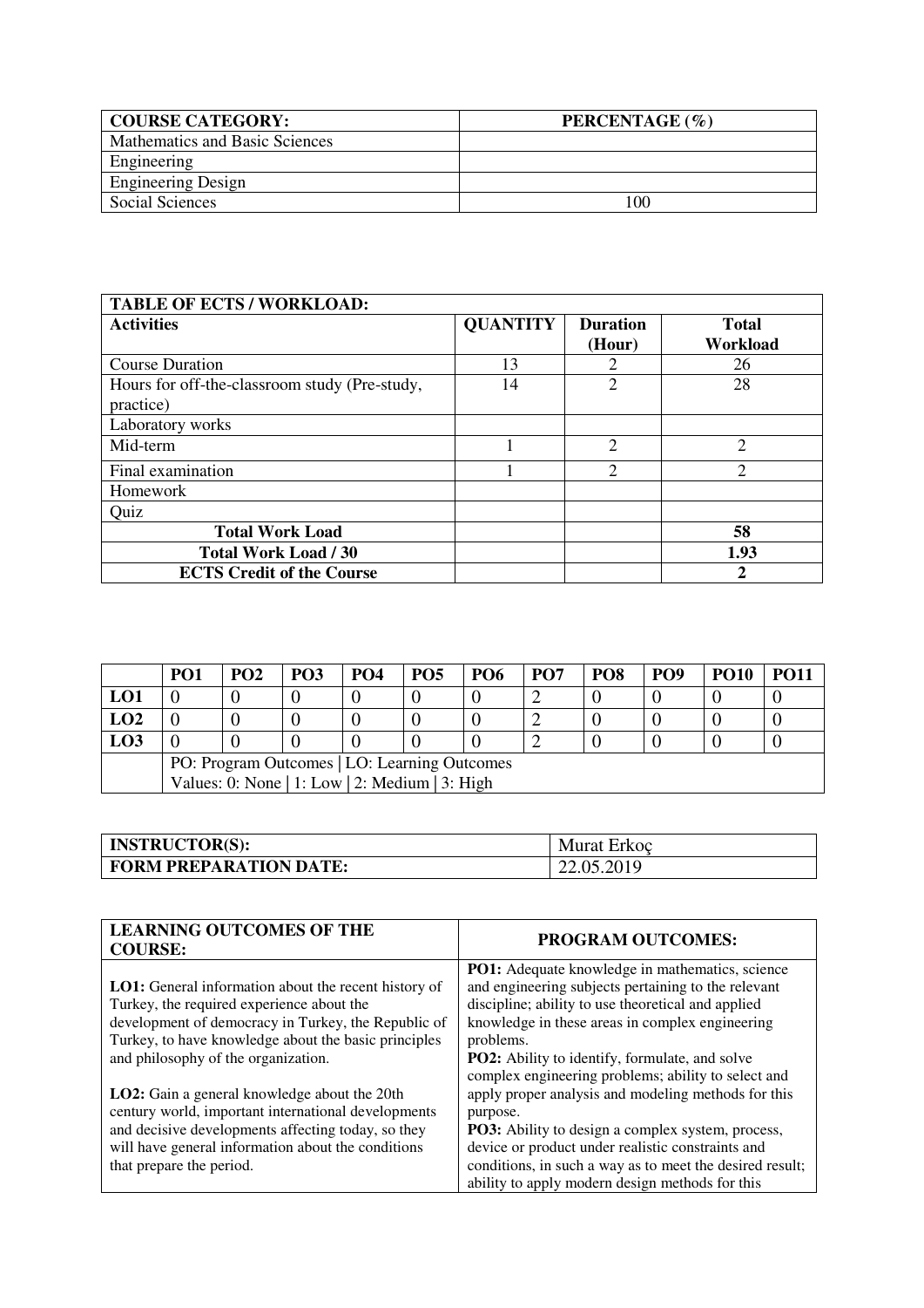| COURSE CATEGORY: | PERCENTAGE (%) |
|---|---|
| Mathematics and Basic Sciences | |
| Engineering | |
| Engineering Design | |
| Social Sciences | 100 |

| TABLE OF ECTS / WORKLOAD: | | | |
|---|---|---|---|
| **Activities** | **QUANTITY** | **Duration (Hour)** | **Total Workload** |
| Course Duration | 13 | 2 | 26 |
| Hours for off-the-classroom study (Pre-study, practice) | 14 | 2 | 28 |
| Laboratory works | | | |
| Mid-term | 1 | 2 | 2 |
| Final examination | 1 | 2 | 2 |
| Homework | | | |
| Quiz | | | |
| **Total Work Load** | | | **58** |
| **Total Work Load / 30** | | | **1.93** |
| **ECTS Credit of the Course** | | | **2** |

| | PO1 | PO2 | PO3 | PO4 | PO5 | PO6 | PO7 | PO8 | PO9 | PO10 | PO11 |
|---|---|---|---|---|---|---|---|---|---|---|---|
| **LO1** | 0 | 0 | 0 | 0 | 0 | 0 | 2 | 0 | 0 | 0 | 0 |
| **LO2** | 0 | 0 | 0 | 0 | 0 | 0 | 2 | 0 | 0 | 0 | 0 |
| **LO3** | 0 | 0 | 0 | 0 | 0 | 0 | 2 | 0 | 0 | 0 | 0 |
| | PO: Program Outcomes \| LO: Learning Outcomes<br>Values: 0: None \| 1: Low \| 2: Medium \| 3: High | | | | | | | | | | |

| INSTRUCTOR(S): | Murat Erkoç |
|---|---|
| **FORM PREPARATION DATE:** | 22.05.2019 |

| LEARNING OUTCOMES OF THE COURSE: | PROGRAM OUTCOMES: |
|---|---|
| **LO1:** General information about the recent history of Turkey, the required experience about the development of democracy in Turkey, the Republic of Turkey, to have knowledge about the basic principles and philosophy of the organization.<br><br>**LO2:** Gain a general knowledge about the 20th century world, important international developments and decisive developments affecting today, so they will have general information about the conditions that prepare the period. | **PO1:** Adequate knowledge in mathematics, science and engineering subjects pertaining to the relevant discipline; ability to use theoretical and applied knowledge in these areas in complex engineering problems.<br>**PO2:** Ability to identify, formulate, and solve complex engineering problems; ability to select and apply proper analysis and modeling methods for this purpose.<br>**PO3:** Ability to design a complex system, process, device or product under realistic constraints and conditions, in such a way as to meet the desired result; ability to apply modern design methods for this |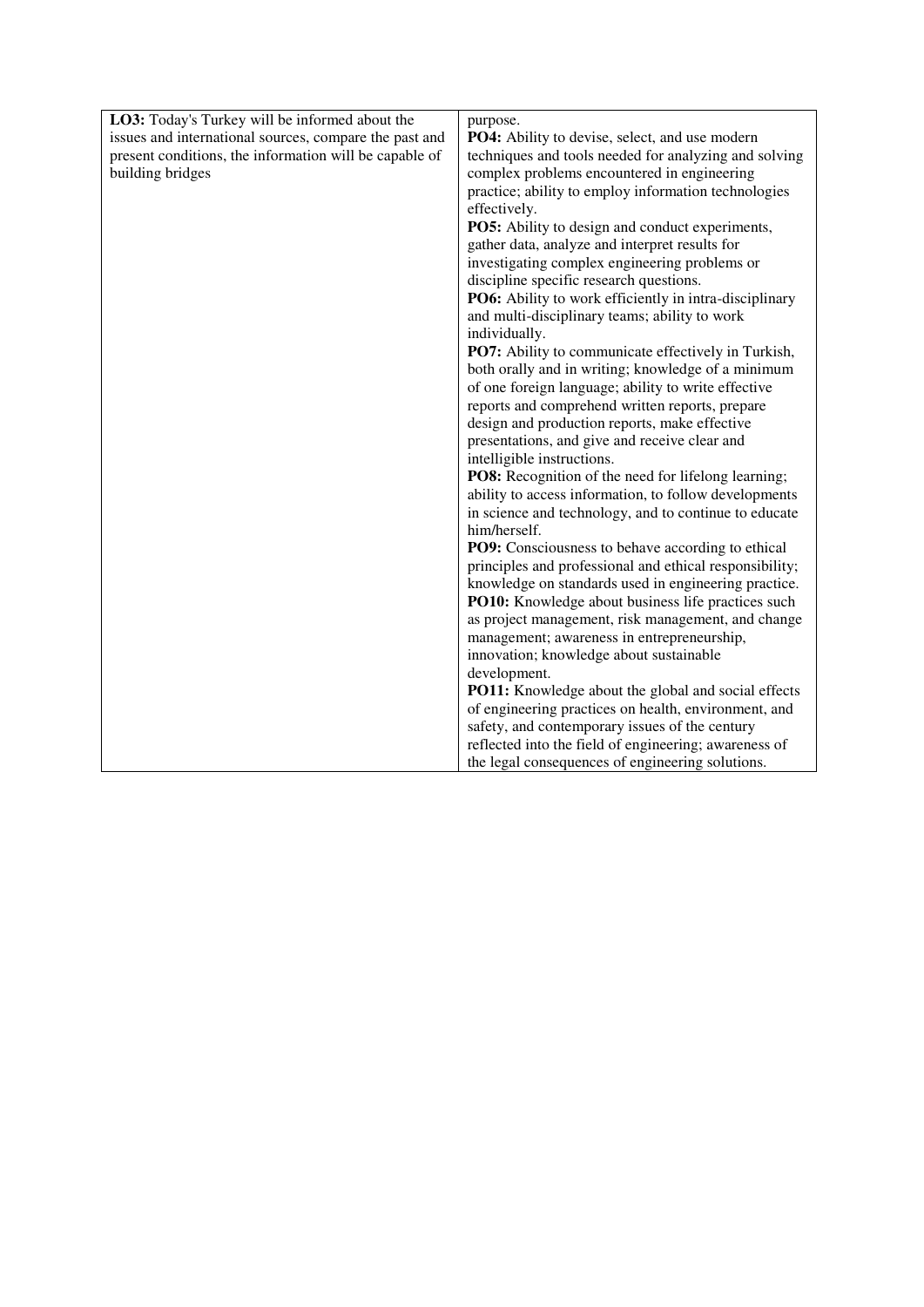| | |
|---|---|
| **LO3:** Today's Turkey will be informed about the issues and international sources, compare the past and present conditions, the information will be capable of building bridges | purpose.<br>**PO4:** Ability to devise, select, and use modern techniques and tools needed for analyzing and solving complex problems encountered in engineering practice; ability to employ information technologies effectively.<br>**PO5:** Ability to design and conduct experiments, gather data, analyze and interpret results for investigating complex engineering problems or discipline specific research questions.<br>**PO6:** Ability to work efficiently in intra-disciplinary and multi-disciplinary teams; ability to work individually.<br>**PO7:** Ability to communicate effectively in Turkish, both orally and in writing; knowledge of a minimum of one foreign language; ability to write effective reports and comprehend written reports, prepare design and production reports, make effective presentations, and give and receive clear and intelligible instructions.<br>**PO8:** Recognition of the need for lifelong learning; ability to access information, to follow developments in science and technology, and to continue to educate him/herself.<br>**PO9:** Consciousness to behave according to ethical principles and professional and ethical responsibility; knowledge on standards used in engineering practice.<br>**PO10:** Knowledge about business life practices such as project management, risk management, and change management; awareness in entrepreneurship, innovation; knowledge about sustainable development.<br>**PO11:** Knowledge about the global and social effects of engineering practices on health, environment, and safety, and contemporary issues of the century reflected into the field of engineering; awareness of the legal consequences of engineering solutions. |